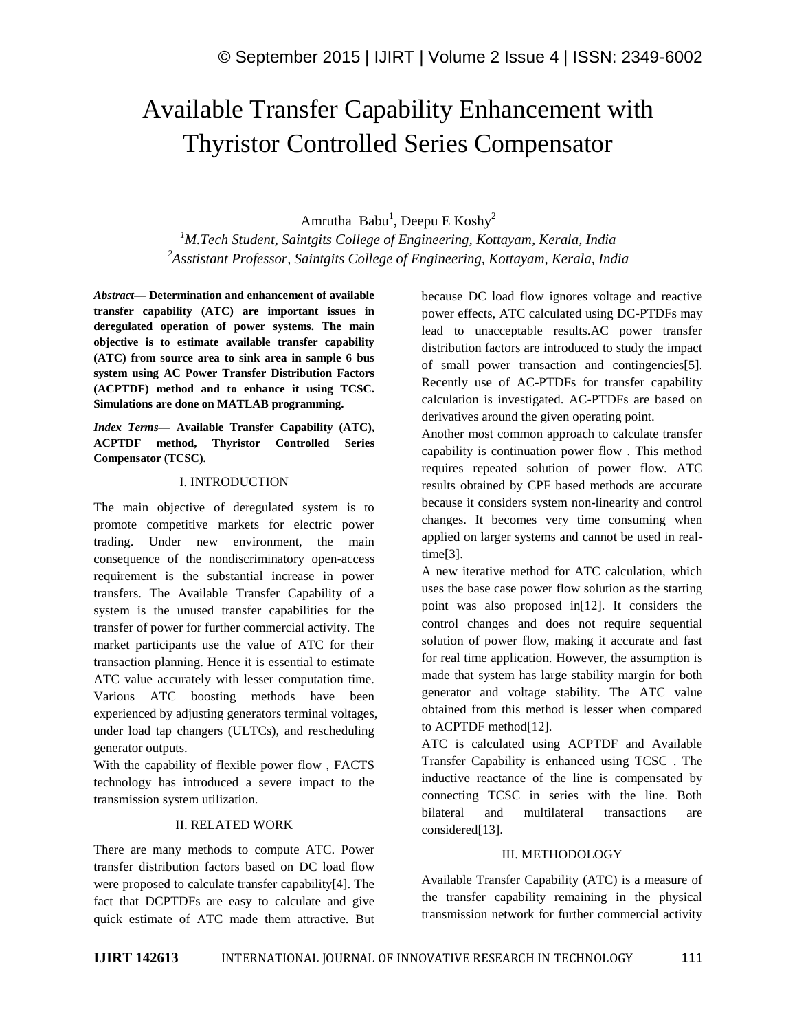# Available Transfer Capability Enhancement with Thyristor Controlled Series Compensator

Amrutha Babu[1], Deepu E Koshy[2]

[1]*M.Tech Student, Saintgits College of Engineering, Kottayam, Kerala, India*

[2]*Asststant Professor, Saintgits College of Engineering, Kottayam, Kerala, India*

***Abstract*— Determination and enhancement of available transfer capability (ATC) are important issues in deregulated operation of power systems. The main objective is to estimate available transfer capability (ATC) from source area to sink area in sample 6 bus system using AC Power Transfer Distribution Factors (ACPTDF) method and to enhance it using TCSC. Simulations are done on MATLAB programming.**

***Index Terms*— Available Transfer Capability (ATC), ACPTDF method, Thyristor Controlled Series Compensator (TCSC).**

## I. INTRODUCTION

The main objective of deregulated system is to promote competitive markets for electric power trading. Under new environment, the main consequence of the nondiscriminatory open-access requirement is the substantial increase in power transfers. The Available Transfer Capability of a system is the unused transfer capabilities for the transfer of power for further commercial activity. The market participants use the value of ATC for their transaction planning. Hence it is essential to estimate ATC value accurately with lesser computation time. Various ATC boosting methods have been experienced by adjusting generators terminal voltages, under load tap changers (ULTCs), and rescheduling generator outputs.

With the capability of flexible power flow , FACTS technology has introduced a severe impact to the transmission system utilization.

## II. RELATED WORK

There are many methods to compute ATC. Power transfer distribution factors based on DC load flow were proposed to calculate transfer capability[4]. The fact that DCPTDFs are easy to calculate and give quick estimate of ATC made them attractive. But because DC load flow ignores voltage and reactive power effects, ATC calculated using DC-PTDFs may lead to unacceptable results.AC power transfer distribution factors are introduced to study the impact of small power transaction and contingencies[5]. Recently use of AC-PTDFs for transfer capability calculation is investigated. AC-PTDFs are based on derivatives around the given operating point.

Another most common approach to calculate transfer capability is continuation power flow . This method requires repeated solution of power flow. ATC results obtained by CPF based methods are accurate because it considers system non-linearity and control changes. It becomes very time consuming when applied on larger systems and cannot be used in real-time[3].

A new iterative method for ATC calculation, which uses the base case power flow solution as the starting point was also proposed in[12]. It considers the control changes and does not require sequential solution of power flow, making it accurate and fast for real time application. However, the assumption is made that system has large stability margin for both generator and voltage stability. The ATC value obtained from this method is lesser when compared to ACPTDF method[12].

ATC is calculated using ACPTDF and Available Transfer Capability is enhanced using TCSC . The inductive reactance of the line is compensated by connecting TCSC in series with the line. Both bilateral and multilateral transactions are considered[13].

## III. METHODOLOGY

Available Transfer Capability (ATC) is a measure of the transfer capability remaining in the physical transmission network for further commercial activity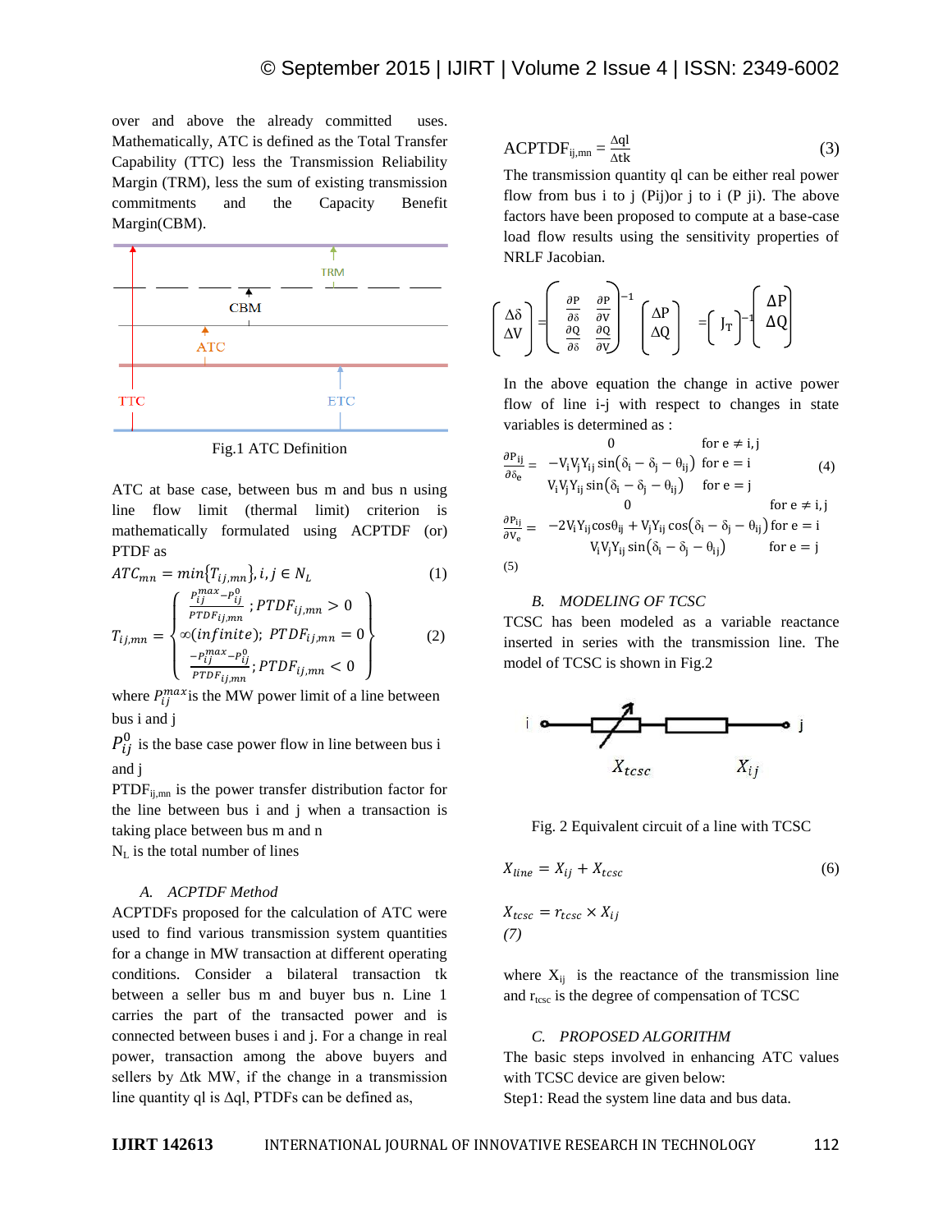over and above the already committed uses. Mathematically, ATC is defined as the Total Transfer Capability (TTC) less the Transmission Reliability Margin (TRM), less the sum of existing transmission commitments and the Capacity Benefit Margin(CBM).

Fig.1 ATC Definition

ATC at base case, between bus m and bus n using line flow limit (thermal limit) criterion is mathematically formulated using ACPTDF (or) PTDF as

$$ATC_{mn} = min\{T_{ij,mn}\}, i,j \in N_L \tag{1}$$

$$T_{ij,mn} = \begin{cases} \frac{P_{ij}^{max} - P_{ij}^{0}}{PTDF_{ij,mn}} ; PTDF_{ij,mn} > 0 \\ \infty(infinite);\ PTDF_{ij,mn} = 0 \\ \frac{-P_{ij}^{max} - P_{ij}^{0}}{PTDF_{ij,mn}} ; PTDF_{ij,mn} < 0 \end{cases} \tag{2}$$

where $P_{ij}^{max}$ is the MW power limit of a line between bus i and j

$P_{ij}^{0}$ is the base case power flow in line between bus i and j

$PTDF_{ij,mn}$ is the power transfer distribution factor for the line between bus i and j when a transaction is taking place between bus m and n

$N_L$ is the total number of lines

### A. ACPTDF Method

ACPTDFs proposed for the calculation of ATC were used to find various transmission system quantities for a change in MW transaction at different operating conditions. Consider a bilateral transaction tk between a seller bus m and buyer bus n. Line 1 carries the part of the transacted power and is connected between buses i and j. For a change in real power, transaction among the above buyers and sellers by Δtk MW, if the change in a transmission line quantity ql is Δql, PTDFs can be defined as,

$$ACPTDF_{ij,mn} = \frac{\Delta ql}{\Delta tk} \tag{3}$$

The transmission quantity ql can be either real power flow from bus i to j (Pij)or j to i (P ji). The above factors have been proposed to compute at a base-case load flow results using the sensitivity properties of NRLF Jacobian.

$$\begin{bmatrix} \Delta\delta \\ \Delta V \end{bmatrix} = \begin{bmatrix} \frac{\partial P}{\partial \delta} & \frac{\partial P}{\partial V} \\ \frac{\partial Q}{\partial \delta} & \frac{\partial Q}{\partial V} \end{bmatrix}^{-1} \begin{bmatrix} \Delta P \\ \Delta Q \end{bmatrix} = \begin{bmatrix} J_T \end{bmatrix}^{-1} \begin{bmatrix} \Delta P \\ \Delta Q \end{bmatrix}$$

In the above equation the change in active power flow of line i-j with respect to changes in state variables is determined as :

$$\frac{\partial P_{ij}}{\partial \delta_e} = \begin{cases} 0 & \text{for } e \neq i,j \\ -V_i V_j Y_{ij} \sin(\delta_i - \delta_j - \theta_{ij}) & \text{for } e = i \\ V_i V_j Y_{ij} \sin(\delta_i - \delta_j - \theta_{ij}) & \text{for } e = j \end{cases} \tag{4}$$

$$\frac{\partial P_{ij}}{\partial V_e} = \begin{cases} 0 & \text{for } e \neq i,j \\ -2V_i Y_{ij} \cos\theta_{ij} + V_j Y_{ij} \cos(\delta_i - \delta_j - \theta_{ij}) & \text{for } e = i \\ V_i V_j Y_{ij} \sin(\delta_i - \delta_j - \theta_{ij}) & \text{for } e = j \end{cases}$$

(5)

### B. MODELING OF TCSC

TCSC has been modeled as a variable reactance inserted in series with the transmission line. The model of TCSC is shown in Fig.2

Fig. 2 Equivalent circuit of a line with TCSC

$$X_{line} = X_{ij} + X_{tcsc} \tag{6}$$

$$X_{tcsc} = r_{tcsc} \times X_{ij}$$
*(7)*

where $X_{ij}$ is the reactance of the transmission line and $r_{tcsc}$ is the degree of compensation of TCSC

### C. PROPOSED ALGORITHM

The basic steps involved in enhancing ATC values with TCSC device are given below:

Step1: Read the system line data and bus data.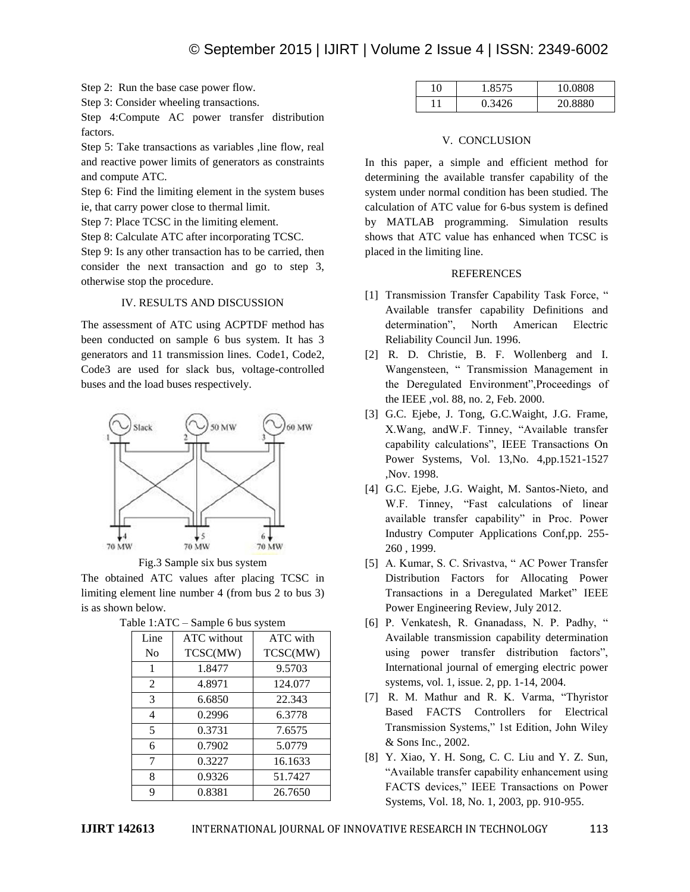Step 2: Run the base case power flow.

Step 3: Consider wheeling transactions.

Step 4:Compute AC power transfer distribution factors.

Step 5: Take transactions as variables ,line flow, real and reactive power limits of generators as constraints and compute ATC.

Step 6: Find the limiting element in the system buses ie, that carry power close to thermal limit.

Step 7: Place TCSC in the limiting element.

Step 8: Calculate ATC after incorporating TCSC.

Step 9: Is any other transaction has to be carried, then consider the next transaction and go to step 3, otherwise stop the procedure.

## IV. RESULTS AND DISCUSSION

The assessment of ATC using ACPTDF method has been conducted on sample 6 bus system. It has 3 generators and 11 transmission lines. Code1, Code2, Code3 are used for slack bus, voltage-controlled buses and the load buses respectively.

Fig.3 Sample six bus system

The obtained ATC values after placing TCSC in limiting element line number 4 (from bus 2 to bus 3) is as shown below.

Table 1:ATC – Sample 6 bus system

| Line No | ATC without TCSC(MW) | ATC with TCSC(MW) |
|---|---|---|
| 1 | 1.8477 | 9.5703 |
| 2 | 4.8971 | 124.077 |
| 3 | 6.6850 | 22.343 |
| 4 | 0.2996 | 6.3778 |
| 5 | 0.3731 | 7.6575 |
| 6 | 0.7902 | 5.0779 |
| 7 | 0.3227 | 16.1633 |
| 8 | 0.9326 | 51.7427 |
| 9 | 0.8381 | 26.7650 |
| 10 | 1.8575 | 10.0808 |
| 11 | 0.3426 | 20.8880 |

## V. CONCLUSION

In this paper, a simple and efficient method for determining the available transfer capability of the system under normal condition has been studied. The calculation of ATC value for 6-bus system is defined by MATLAB programming. Simulation results shows that ATC value has enhanced when TCSC is placed in the limiting line.

## REFERENCES

[1] Transmission Transfer Capability Task Force, " Available transfer capability Definitions and determination", North American Electric Reliability Council Jun. 1996.

[2] R. D. Christie, B. F. Wollenberg and I. Wangensteen, " Transmission Management in the Deregulated Environment",Proceedings of the IEEE ,vol. 88, no. 2, Feb. 2000.

[3] G.C. Ejebe, J. Tong, G.C.Waight, J.G. Frame, X.Wang, andW.F. Tinney, "Available transfer capability calculations", IEEE Transactions On Power Systems, Vol. 13,No. 4,pp.1521-1527 ,Nov. 1998.

[4] G.C. Ejebe, J.G. Waight, M. Santos-Nieto, and W.F. Tinney, "Fast calculations of linear available transfer capability" in Proc. Power Industry Computer Applications Conf,pp. 255-260 , 1999.

[5] A. Kumar, S. C. Srivastva, " AC Power Transfer Distribution Factors for Allocating Power Transactions in a Deregulated Market" IEEE Power Engineering Review, July 2012.

[6] P. Venkatesh, R. Gnanadass, N. P. Padhy, " Available transmission capability determination using power transfer distribution factors", International journal of emerging electric power systems, vol. 1, issue. 2, pp. 1-14, 2004.

[7] R. M. Mathur and R. K. Varma, "Thyristor Based FACTS Controllers for Electrical Transmission Systems," 1st Edition, John Wiley & Sons Inc., 2002.

[8] Y. Xiao, Y. H. Song, C. C. Liu and Y. Z. Sun, "Available transfer capability enhancement using FACTS devices," IEEE Transactions on Power Systems, Vol. 18, No. 1, 2003, pp. 910-955.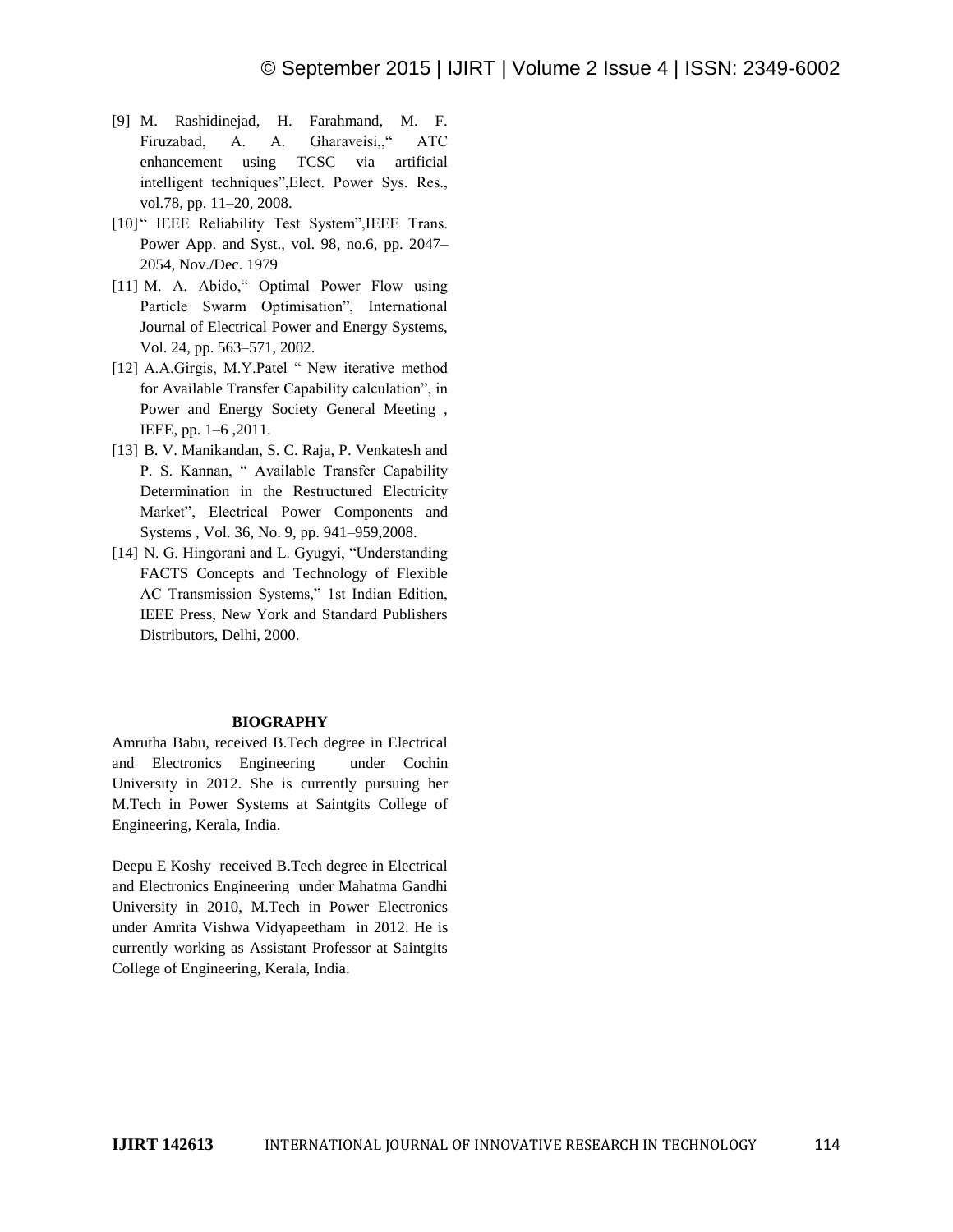[9] M. Rashidinejad, H. Farahmand, M. F. Firuzabad, A. A. Gharaveisi,," ATC enhancement using TCSC via artificial intelligent techniques",Elect. Power Sys. Res., vol.78, pp. 11–20, 2008.

[10] " IEEE Reliability Test System",IEEE Trans. Power App. and Syst., vol. 98, no.6, pp. 2047–2054, Nov./Dec. 1979

[11] M. A. Abido," Optimal Power Flow using Particle Swarm Optimisation", International Journal of Electrical Power and Energy Systems, Vol. 24, pp. 563–571, 2002.

[12] A.A.Girgis, M.Y.Patel " New iterative method for Available Transfer Capability calculation", in Power and Energy Society General Meeting , IEEE, pp. 1–6 ,2011.

[13] B. V. Manikandan, S. C. Raja, P. Venkatesh and P. S. Kannan, " Available Transfer Capability Determination in the Restructured Electricity Market", Electrical Power Components and Systems , Vol. 36, No. 9, pp. 941–959,2008.

[14] N. G. Hingorani and L. Gyugyi, "Understanding FACTS Concepts and Technology of Flexible AC Transmission Systems," 1st Indian Edition, IEEE Press, New York and Standard Publishers Distributors, Delhi, 2000.

**BIOGRAPHY**

Amrutha Babu, received B.Tech degree in Electrical and Electronics Engineering under Cochin University in 2012. She is currently pursuing her M.Tech in Power Systems at Saintgits College of Engineering, Kerala, India.

Deepu E Koshy received B.Tech degree in Electrical and Electronics Engineering under Mahatma Gandhi University in 2010, M.Tech in Power Electronics under Amrita Vishwa Vidyapeetham in 2012. He is currently working as Assistant Professor at Saintgits College of Engineering, Kerala, India.